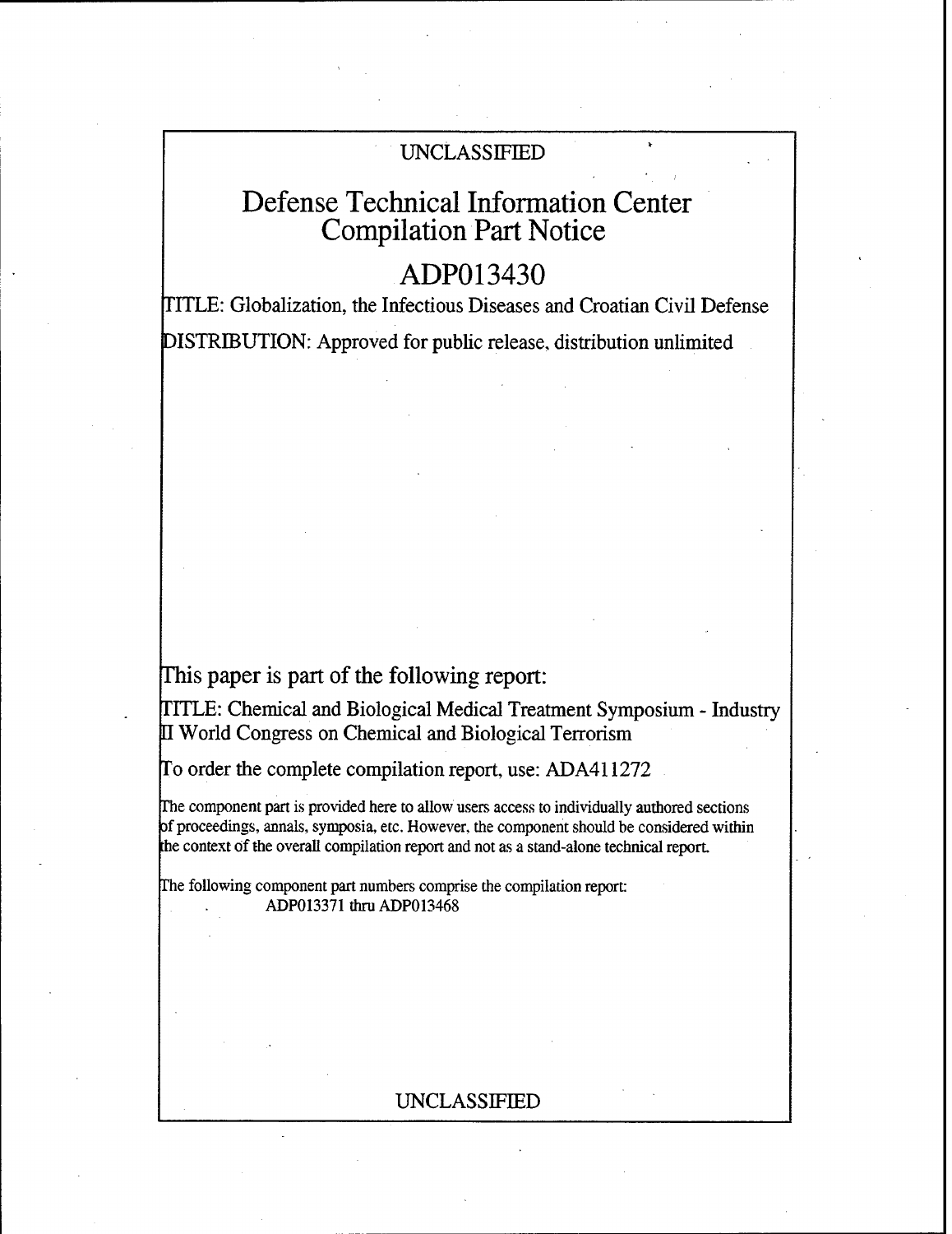UNCLASSIFIED

# Defense Technical Information Center Compilation Part Notice

# ADP013430

TITLE: Globalization, the Infectious Diseases and Croatian Civil Defense

DISTRIBUTION: Approved for public release, distribution unlimited

This paper is part of the following report:

TITLE: Chemical and Biological Medical Treatment Symposium - Industry II World Congress on Chemical and Biological Terrorism

To order the complete compilation report, use: ADA411272

The component part is provided here to allow users access to individually authored sections of proceedings, annals, symposia, etc. However, the component should be considered within the context of the overall compilation report and not as a stand-alone technical report.

The following component part numbers comprise the compilation report:
ADP013371 thru ADP013468

UNCLASSIFIED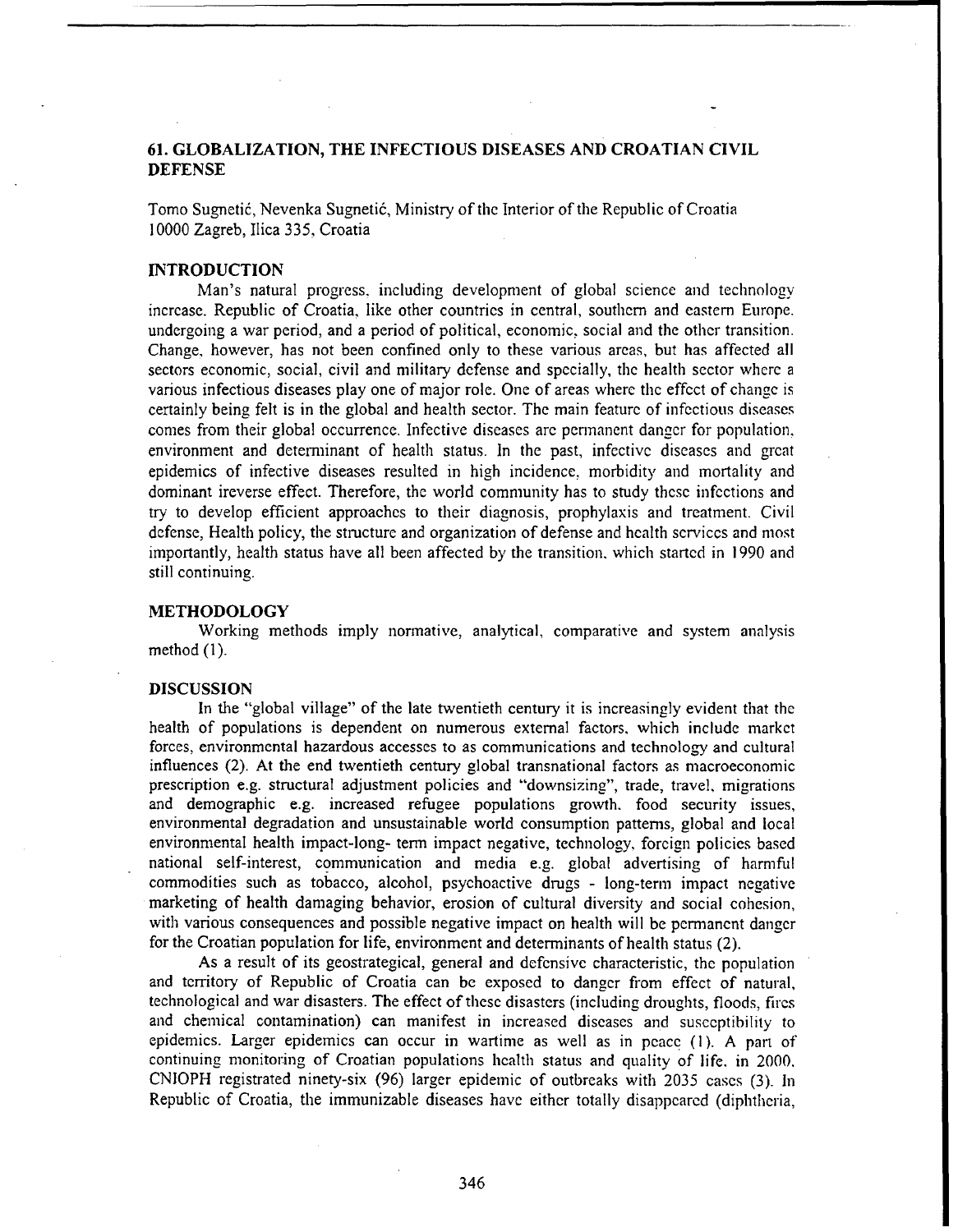# 61. GLOBALIZATION, THE INFECTIOUS DISEASES AND CROATIAN CIVIL DEFENSE

Tomo Sugnetić, Nevenka Sugnetić, Ministry of the Interior of the Republic of Croatia
10000 Zagreb, Ilica 335, Croatia

## INTRODUCTION

Man's natural progress, including development of global science and technology increase. Republic of Croatia, like other countries in central, southern and eastern Europe, undergoing a war period, and a period of political, economic, social and the other transition. Change, however, has not been confined only to these various areas, but has affected all sectors economic, social, civil and military defense and specially, the health sector where a various infectious diseases play one of major role. One of areas where the effect of change is certainly being felt is in the global and health sector. The main feature of infectious diseases comes from their global occurrence. Infective diseases are permanent danger for population, environment and determinant of health status. In the past, infective diseases and great epidemics of infective diseases resulted in high incidence, morbidity and mortality and dominant ireverse effect. Therefore, the world community has to study these infections and try to develop efficient approaches to their diagnosis, prophylaxis and treatment. Civil defense, Health policy, the structure and organization of defense and health services and most importantly, health status have all been affected by the transition, which started in 1990 and still continuing.

## METHODOLOGY

Working methods imply normative, analytical, comparative and system analysis method (1).

## DISCUSSION

In the "global village" of the late twentieth century it is increasingly evident that the health of populations is dependent on numerous external factors, which include market forces, environmental hazardous accesses to as communications and technology and cultural influences (2). At the end twentieth century global transnational factors as macroeconomic prescription e.g. structural adjustment policies and "downsizing", trade, travel, migrations and demographic e.g. increased refugee populations growth, food security issues, environmental degradation and unsustainable world consumption patterns, global and local environmental health impact-long- term impact negative, technology, foreign policies based national self-interest, communication and media e.g. global advertising of harmful commodities such as tobacco, alcohol, psychoactive drugs - long-term impact negative marketing of health damaging behavior, erosion of cultural diversity and social cohesion, with various consequences and possible negative impact on health will be permanent danger for the Croatian population for life, environment and determinants of health status (2).

As a result of its geostrategical, general and defensive characteristic, the population and territory of Republic of Croatia can be exposed to danger from effect of natural, technological and war disasters. The effect of these disasters (including droughts, floods, fires and chemical contamination) can manifest in increased diseases and susceptibility to epidemics. Larger epidemics can occur in wartime as well as in peace (1). A part of continuing monitoring of Croatian populations health status and quality of life, in 2000. CNIOPH registrated ninety-six (96) larger epidemic of outbreaks with 2035 cases (3). In Republic of Croatia, the immunizable diseases have either totally disappeared (diphtheria,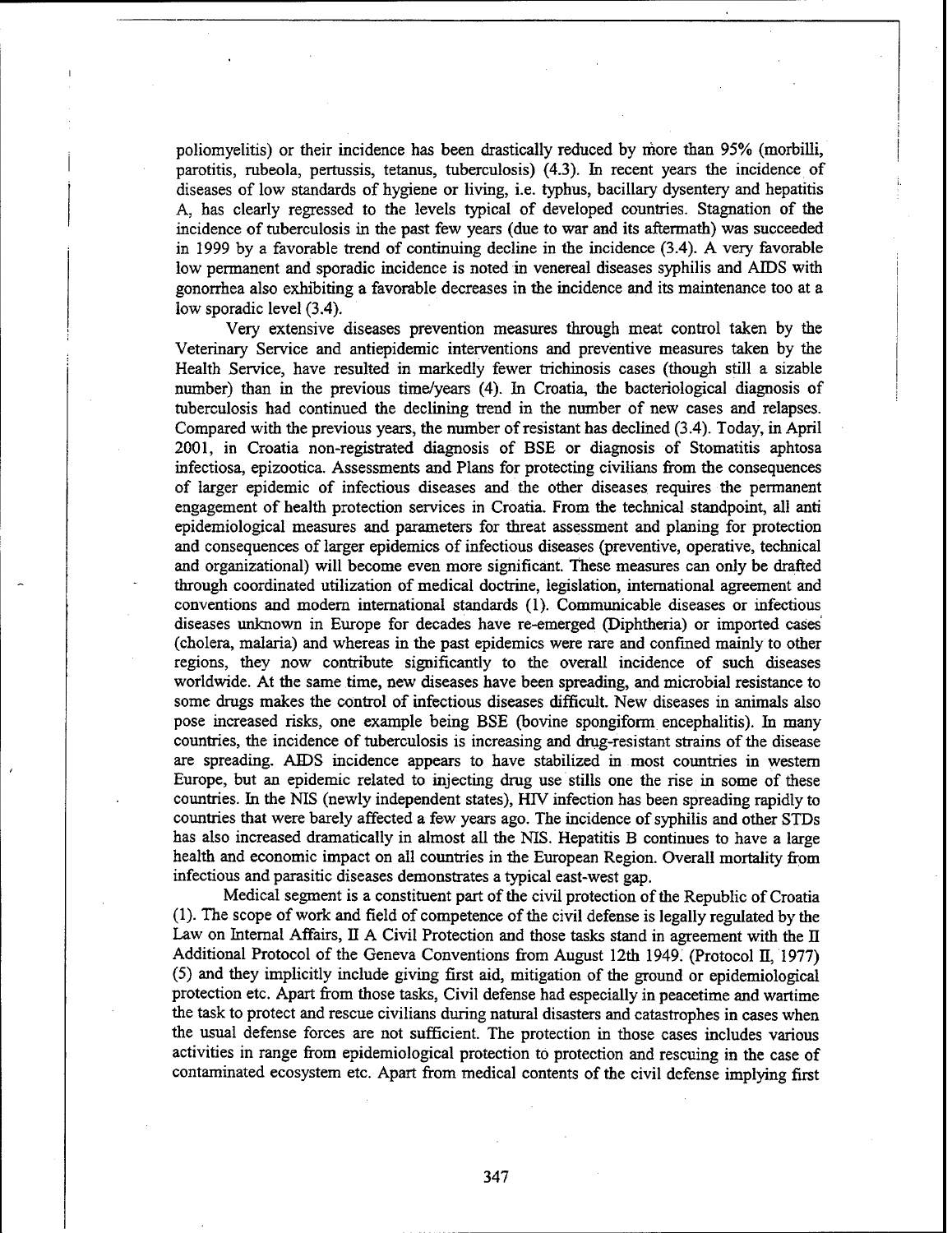poliomyelitis) or their incidence has been drastically reduced by more than 95% (morbilli, parotitis, rubeola, pertussis, tetanus, tuberculosis) (4.3). In recent years the incidence of diseases of low standards of hygiene or living, i.e. typhus, bacillary dysentery and hepatitis A, has clearly regressed to the levels typical of developed countries. Stagnation of the incidence of tuberculosis in the past few years (due to war and its aftermath) was succeeded in 1999 by a favorable trend of continuing decline in the incidence (3.4). A very favorable low permanent and sporadic incidence is noted in venereal diseases syphilis and AIDS with gonorrhea also exhibiting a favorable decreases in the incidence and its maintenance too at a low sporadic level (3.4).

Very extensive diseases prevention measures through meat control taken by the Veterinary Service and antiepidemic interventions and preventive measures taken by the Health Service, have resulted in markedly fewer trichinosis cases (though still a sizable number) than in the previous time/years (4). In Croatia, the bacteriological diagnosis of tuberculosis had continued the declining trend in the number of new cases and relapses. Compared with the previous years, the number of resistant has declined (3.4). Today, in April 2001, in Croatia non-registrated diagnosis of BSE or diagnosis of Stomatitis aphtosa infectiosa, epizootica. Assessments and Plans for protecting civilians from the consequences of larger epidemic of infectious diseases and the other diseases requires the permanent engagement of health protection services in Croatia. From the technical standpoint, all anti epidemiological measures and parameters for threat assessment and planing for protection and consequences of larger epidemics of infectious diseases (preventive, operative, technical and organizational) will become even more significant. These measures can only be drafted through coordinated utilization of medical doctrine, legislation, international agreement and conventions and modern international standards (1). Communicable diseases or infectious diseases unknown in Europe for decades have re-emerged (Diphtheria) or imported cases (cholera, malaria) and whereas in the past epidemics were rare and confined mainly to other regions, they now contribute significantly to the overall incidence of such diseases worldwide. At the same time, new diseases have been spreading, and microbial resistance to some drugs makes the control of infectious diseases difficult. New diseases in animals also pose increased risks, one example being BSE (bovine spongiform encephalitis). In many countries, the incidence of tuberculosis is increasing and drug-resistant strains of the disease are spreading. AIDS incidence appears to have stabilized in most countries in western Europe, but an epidemic related to injecting drug use stills one the rise in some of these countries. In the NIS (newly independent states), HIV infection has been spreading rapidly to countries that were barely affected a few years ago. The incidence of syphilis and other STDs has also increased dramatically in almost all the NIS. Hepatitis B continues to have a large health and economic impact on all countries in the European Region. Overall mortality from infectious and parasitic diseases demonstrates a typical east-west gap.

Medical segment is a constituent part of the civil protection of the Republic of Croatia (1). The scope of work and field of competence of the civil defense is legally regulated by the Law on Internal Affairs, II A Civil Protection and those tasks stand in agreement with the II Additional Protocol of the Geneva Conventions from August 12th 1949. (Protocol II, 1977) (5) and they implicitly include giving first aid, mitigation of the ground or epidemiological protection etc. Apart from those tasks, Civil defense had especially in peacetime and wartime the task to protect and rescue civilians during natural disasters and catastrophes in cases when the usual defense forces are not sufficient. The protection in those cases includes various activities in range from epidemiological protection to protection and rescuing in the case of contaminated ecosystem etc. Apart from medical contents of the civil defense implying first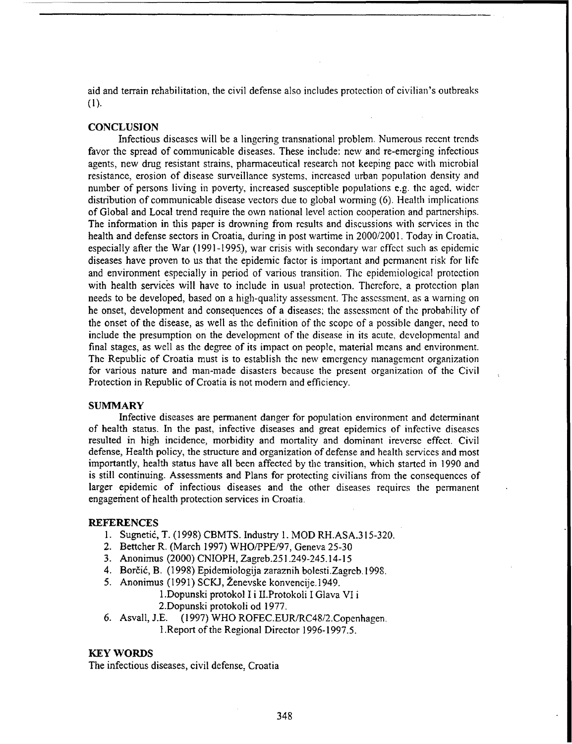aid and terrain rehabilitation, the civil defense also includes protection of civilian's outbreaks (1).

## CONCLUSION

Infectious diseases will be a lingering transnational problem. Numerous recent trends favor the spread of communicable diseases. These include: new and re-emerging infectious agents, new drug resistant strains, pharmaceutical research not keeping pace with microbial resistance, erosion of disease surveillance systems, increased urban population density and number of persons living in poverty, increased susceptible populations e.g. the aged, wider distribution of communicable disease vectors due to global worming (6). Health implications of Global and Local trend require the own national level action cooperation and partnerships. The information in this paper is drowning from results and discussions with services in the health and defense sectors in Croatia, during in post wartime in 2000/2001. Today in Croatia, especially after the War (1991-1995), war crisis with secondary war effect such as epidemic diseases have proven to us that the epidemic factor is important and permanent risk for life and environment especially in period of various transition. The epidemiological protection with health services will have to include in usual protection. Therefore, a protection plan needs to be developed, based on a high-quality assessment. The assessment, as a warning on he onset, development and consequences of a diseases; the assessment of the probability of the onset of the disease, as well as the definition of the scope of a possible danger, need to include the presumption on the development of the disease in its acute, developmental and final stages, as well as the degree of its impact on people, material means and environment. The Republic of Croatia must is to establish the new emergency management organization for various nature and man-made disasters because the present organization of the Civil Protection in Republic of Croatia is not modern and efficiency.

## SUMMARY

Infective diseases are permanent danger for population environment and determinant of health status. In the past, infective diseases and great epidemics of infective diseases resulted in high incidence, morbidity and mortality and dominant ireverse effect. Civil defense, Health policy, the structure and organization of defense and health services and most importantly, health status have all been affected by the transition, which started in 1990 and is still continuing. Assessments and Plans for protecting civilians from the consequences of larger epidemic of infectious diseases and the other diseases requires the permanent engagement of health protection services in Croatia.

## REFERENCES

1. Sugnetić, T. (1998) CBMTS. Industry 1. MOD RH.ASA.315-320.
2. Bettcher R. (March 1997) WHO/PPE/97, Geneva 25-30
3. Anonimus (2000) CNIOPH, Zagreb.251.249-245.14-15
4. Borčić, B. (1998) Epidemiologija zaraznih bolesti.Zagreb.1998.
5. Anonimus (1991) SCKJ, Ženevske konvencije.1949.
   1.Dopunski protokol I i II.Protokoli I Glava VI i
   2.Dopunski protokoli od 1977.
6. Asvall, J.E. (1997) WHO ROFEC.EUR/RC48/2.Copenhagen.
   1.Report of the Regional Director 1996-1997.5.

## KEY WORDS

The infectious diseases, civil defense, Croatia